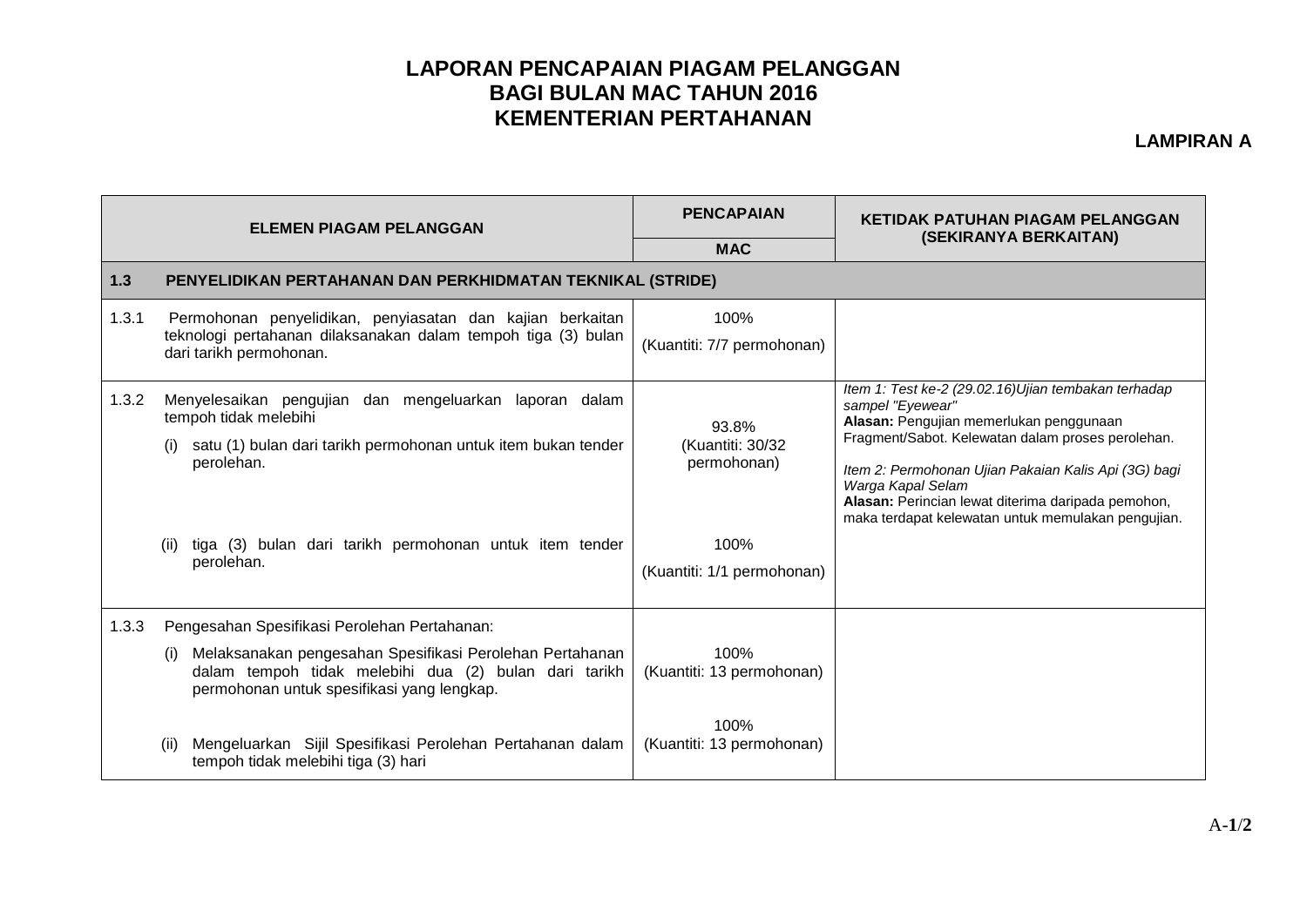# LAPORAN PENCAPAIAN PIAGAM PELANGGAN
# BAGI BULAN MAC TAHUN 2016
# KEMENTERIAN PERTAHANAN

**LAMPIRAN A**

| ELEMEN PIAGAM PELANGGAN | | PENCAPAIAN | KETIDAK PATUHAN PIAGAM PELANGGAN (SEKIRANYA BERKAITAN) |
|---|---|---|---|
| | | MAC | |
| **1.3** | **PENYELIDIKAN PERTAHANAN DAN PERKHIDMATAN TEKNIKAL (STRIDE)** | | |
| 1.3.1 | Permohonan penyelidikan, penyiasatan dan kajian berkaitan teknologi pertahanan dilaksanakan dalam tempoh tiga (3) bulan dari tarikh permohonan. | 100% (Kuantiti: 7/7 permohonan) | |
| 1.3.2 | Menyelesaikan pengujian dan mengeluarkan laporan dalam tempoh tidak melebihi<br>(i) satu (1) bulan dari tarikh permohonan untuk item bukan tender perolehan. | 93.8% (Kuantiti: 30/32 permohonan) | *Item 1: Test ke-2 (29.02.16)Ujian tembakan terhadap sampel "Eyewear"*<br>**Alasan:** Pengujian memerlukan penggunaan Fragment/Sabot. Kelewatan dalam proses perolehan.<br>*Item 2: Permohonan Ujian Pakaian Kalis Api (3G) bagi Warga Kapal Selam*<br>**Alasan:** Perincian lewat diterima daripada pemohon, maka terdapat kelewatan untuk memulakan pengujian. |
| | (ii) tiga (3) bulan dari tarikh permohonan untuk item tender perolehan. | 100% (Kuantiti: 1/1 permohonan) | |
| 1.3.3 | Pengesahan Spesifikasi Perolehan Pertahanan:<br>(i) Melaksanakan pengesahan Spesifikasi Perolehan Pertahanan dalam tempoh tidak melebihi dua (2) bulan dari tarikh permohonan untuk spesifikasi yang lengkap. | 100% (Kuantiti: 13 permohonan) | |
| | (ii) Mengeluarkan Sijil Spesifikasi Perolehan Pertahanan dalam tempoh tidak melebihi tiga (3) hari | 100% (Kuantiti: 13 permohonan) | |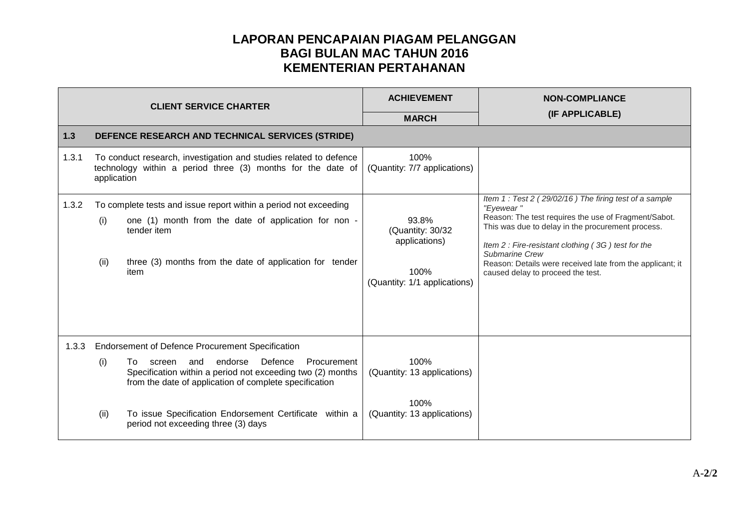# LAPORAN PENCAPAIAN PIAGAM PELANGGAN
# BAGI BULAN MAC TAHUN 2016
# KEMENTERIAN PERTAHANAN

| CLIENT SERVICE CHARTER | | | ACHIEVEMENT | NON-COMPLIANCE (IF APPLICABLE) |
|---|---|---|---|---|
| | | | MARCH | |
| **1.3** | **DEFENCE RESEARCH AND TECHNICAL SERVICES (STRIDE)** | | | |
| 1.3.1 | To conduct research, investigation and studies related to defence technology within a period three (3) months for the date of application | | 100% (Quantity: 7/7 applications) | |
| 1.3.2 | To complete tests and issue report within a period not exceeding | | | *Item 1 : Test 2 ( 29/02/16 ) The firing test of a sample "Eyewear "* Reason: The test requires the use of Fragment/Sabot. This was due to delay in the procurement process. *Item 2 : Fire-resistant clothing ( 3G ) test for the Submarine Crew* Reason: Details were received late from the applicant; it caused delay to proceed the test. |
| | (i) | one (1) month from the date of application for non - tender item | 93.8% (Quantity: 30/32 applications) | |
| | (ii) | three (3) months from the date of application for tender item | 100% (Quantity: 1/1 applications) | |
| 1.3.3 | Endorsement of Defence Procurement Specification | | | |
| | (i) | To screen and endorse Defence Procurement Specification within a period not exceeding two (2) months from the date of application of complete specification | 100% (Quantity: 13 applications) | |
| | (ii) | To issue Specification Endorsement Certificate within a period not exceeding three (3) days | 100% (Quantity: 13 applications) | |